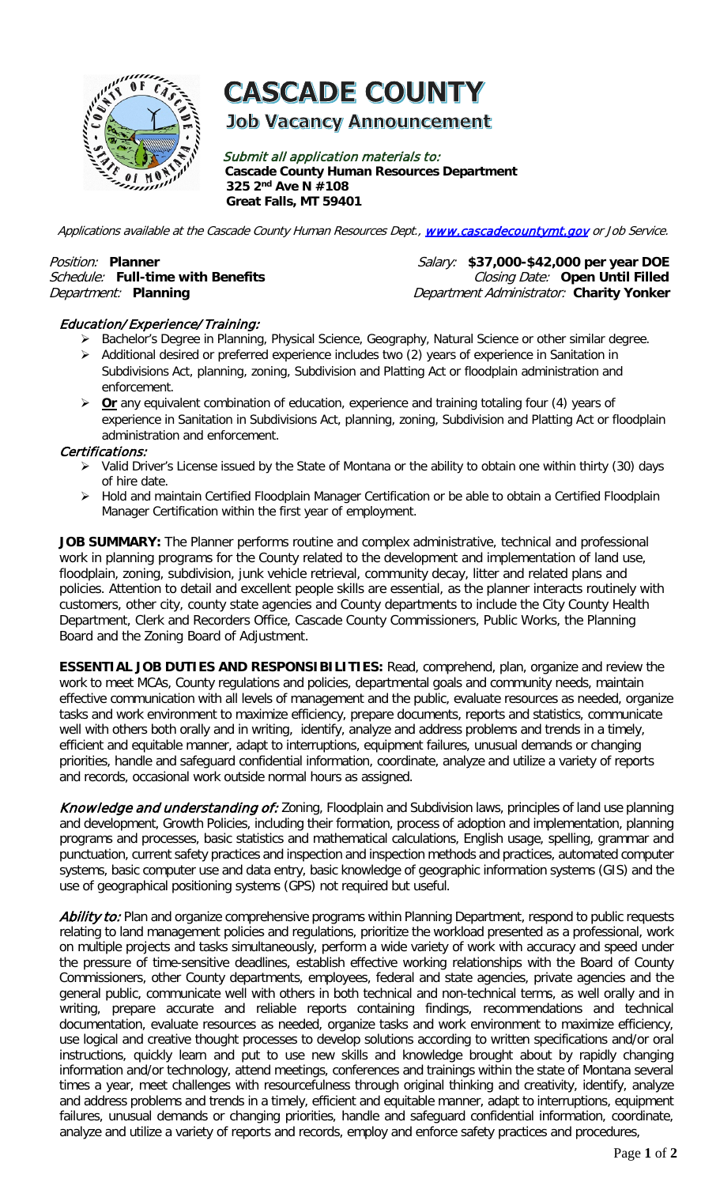# CASCADE COUNTY

## Job Vacancy Announcement

*Submit all application materials to:*
**Cascade County Human Resources Department**
**325 2nd Ave N #108**
**Great Falls, MT 59401**

*Applications available at the Cascade County Human Resources Dept., www.cascadecountymt.gov or Job Service.*

*Position:* **Planner**
*Schedule:* **Full-time with Benefits**
*Department:* **Planning**

*Salary:* **$37,000-$42,000 per year DOE**
*Closing Date:* **Open Until Filled**
*Department Administrator:* **Charity Yonker**

### *Education/Experience/Training:*

- Bachelor's Degree in Planning, Physical Science, Geography, Natural Science or other similar degree.
- Additional desired or preferred experience includes two (2) years of experience in Sanitation in Subdivisions Act, planning, zoning, Subdivision and Platting Act or floodplain administration and enforcement.
- **Or** any equivalent combination of education, experience and training totaling four (4) years of experience in Sanitation in Subdivisions Act, planning, zoning, Subdivision and Platting Act or floodplain administration and enforcement.

### *Certifications:*

- Valid Driver's License issued by the State of Montana or the ability to obtain one within thirty (30) days of hire date.
- Hold and maintain Certified Floodplain Manager Certification or be able to obtain a Certified Floodplain Manager Certification within the first year of employment.

**JOB SUMMARY:** The Planner performs routine and complex administrative, technical and professional work in planning programs for the County related to the development and implementation of land use, floodplain, zoning, subdivision, junk vehicle retrieval, community decay, litter and related plans and policies. Attention to detail and excellent people skills are essential, as the planner interacts routinely with customers, other city, county state agencies and County departments to include the City County Health Department, Clerk and Recorders Office, Cascade County Commissioners, Public Works, the Planning Board and the Zoning Board of Adjustment.

**ESSENTIAL JOB DUTIES AND RESPONSIBILITIES:** Read, comprehend, plan, organize and review the work to meet MCAs, County regulations and policies, departmental goals and community needs, maintain effective communication with all levels of management and the public, evaluate resources as needed, organize tasks and work environment to maximize efficiency, prepare documents, reports and statistics, communicate well with others both orally and in writing, identify, analyze and address problems and trends in a timely, efficient and equitable manner, adapt to interruptions, equipment failures, unusual demands or changing priorities, handle and safeguard confidential information, coordinate, analyze and utilize a variety of reports and records, occasional work outside normal hours as assigned.

***Knowledge and understanding of:*** Zoning, Floodplain and Subdivision laws, principles of land use planning and development, Growth Policies, including their formation, process of adoption and implementation, planning programs and processes, basic statistics and mathematical calculations, English usage, spelling, grammar and punctuation, current safety practices and inspection and inspection methods and practices, automated computer systems, basic computer use and data entry, basic knowledge of geographic information systems (GIS) and the use of geographical positioning systems (GPS) not required but useful.

***Ability to:*** Plan and organize comprehensive programs within Planning Department, respond to public requests relating to land management policies and regulations, prioritize the workload presented as a professional, work on multiple projects and tasks simultaneously, perform a wide variety of work with accuracy and speed under the pressure of time-sensitive deadlines, establish effective working relationships with the Board of County Commissioners, other County departments, employees, federal and state agencies, private agencies and the general public, communicate well with others in both technical and non-technical terms, as well orally and in writing, prepare accurate and reliable reports containing findings, recommendations and technical documentation, evaluate resources as needed, organize tasks and work environment to maximize efficiency, use logical and creative thought processes to develop solutions according to written specifications and/or oral instructions, quickly learn and put to use new skills and knowledge brought about by rapidly changing information and/or technology, attend meetings, conferences and trainings within the state of Montana several times a year, meet challenges with resourcefulness through original thinking and creativity, identify, analyze and address problems and trends in a timely, efficient and equitable manner, adapt to interruptions, equipment failures, unusual demands or changing priorities, handle and safeguard confidential information, coordinate, analyze and utilize a variety of reports and records, employ and enforce safety practices and procedures,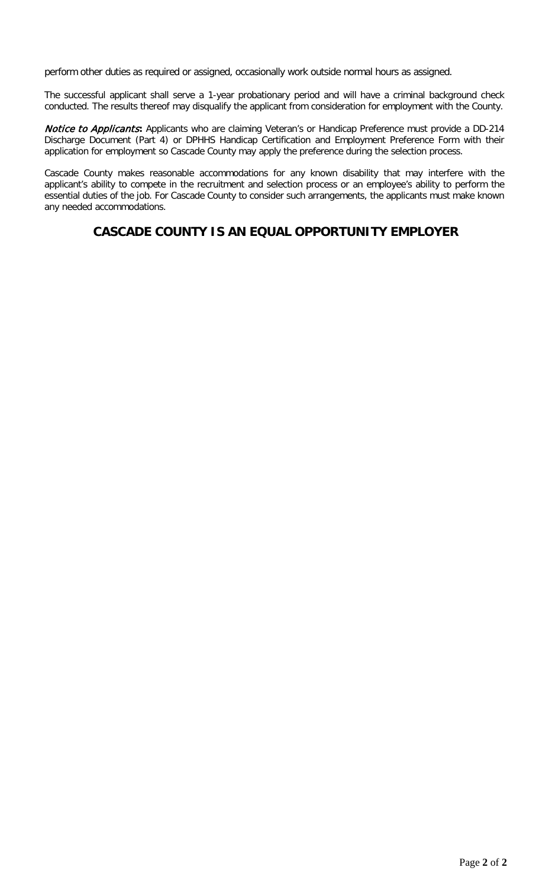perform other duties as required or assigned, occasionally work outside normal hours as assigned.

The successful applicant shall serve a 1-year probationary period and will have a criminal background check conducted. The results thereof may disqualify the applicant from consideration for employment with the County.

***Notice to Applicants*:** Applicants who are claiming Veteran's or Handicap Preference must provide a DD-214 Discharge Document (Part 4) or DPHHS Handicap Certification and Employment Preference Form with their application for employment so Cascade County may apply the preference during the selection process.

Cascade County makes reasonable accommodations for any known disability that may interfere with the applicant's ability to compete in the recruitment and selection process or an employee's ability to perform the essential duties of the job. For Cascade County to consider such arrangements, the applicants must make known any needed accommodations.

## CASCADE COUNTY IS AN EQUAL OPPORTUNITY EMPLOYER